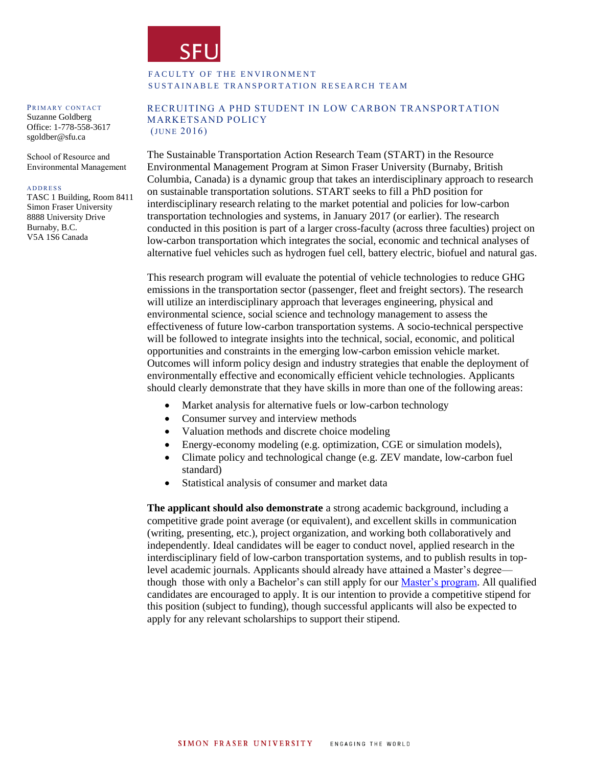SFU

FACULTY OF THE ENVIRONMENT
SUSTAINABLE TRANSPORTATION RESEARCH TEAM

PRIMARY CONTACT
Suzanne Goldberg
Office: 1-778-558-3617
sgoldber@sfu.ca

School of Resource and Environmental Management

ADDRESS
TASC 1 Building, Room 8411
Simon Fraser University
8888 University Drive
Burnaby, B.C.
V5A 1S6 Canada

## RECRUITING A PHD STUDENT IN LOW CARBON TRANSPORTATION MARKETSAND POLICY
(JUNE 2016)

The Sustainable Transportation Action Research Team (START) in the Resource Environmental Management Program at Simon Fraser University (Burnaby, British Columbia, Canada) is a dynamic group that takes an interdisciplinary approach to research on sustainable transportation solutions. START seeks to fill a PhD position for interdisciplinary research relating to the market potential and policies for low-carbon transportation technologies and systems, in January 2017 (or earlier). The research conducted in this position is part of a larger cross-faculty (across three faculties) project on low-carbon transportation which integrates the social, economic and technical analyses of alternative fuel vehicles such as hydrogen fuel cell, battery electric, biofuel and natural gas.

This research program will evaluate the potential of vehicle technologies to reduce GHG emissions in the transportation sector (passenger, fleet and freight sectors). The research will utilize an interdisciplinary approach that leverages engineering, physical and environmental science, social science and technology management to assess the effectiveness of future low-carbon transportation systems. A socio-technical perspective will be followed to integrate insights into the technical, social, economic, and political opportunities and constraints in the emerging low-carbon emission vehicle market. Outcomes will inform policy design and industry strategies that enable the deployment of environmentally effective and economically efficient vehicle technologies. Applicants should clearly demonstrate that they have skills in more than one of the following areas:

- Market analysis for alternative fuels or low-carbon technology
- Consumer survey and interview methods
- Valuation methods and discrete choice modeling
- Energy-economy modeling (e.g. optimization, CGE or simulation models),
- Climate policy and technological change (e.g. ZEV mandate, low-carbon fuel standard)
- Statistical analysis of consumer and market data

**The applicant should also demonstrate** a strong academic background, including a competitive grade point average (or equivalent), and excellent skills in communication (writing, presenting, etc.), project organization, and working both collaboratively and independently. Ideal candidates will be eager to conduct novel, applied research in the interdisciplinary field of low-carbon transportation systems, and to publish results in top-level academic journals. Applicants should already have attained a Master's degree—though those with only a Bachelor's can still apply for our Master's program. All qualified candidates are encouraged to apply. It is our intention to provide a competitive stipend for this position (subject to funding), though successful applicants will also be expected to apply for any relevant scholarships to support their stipend.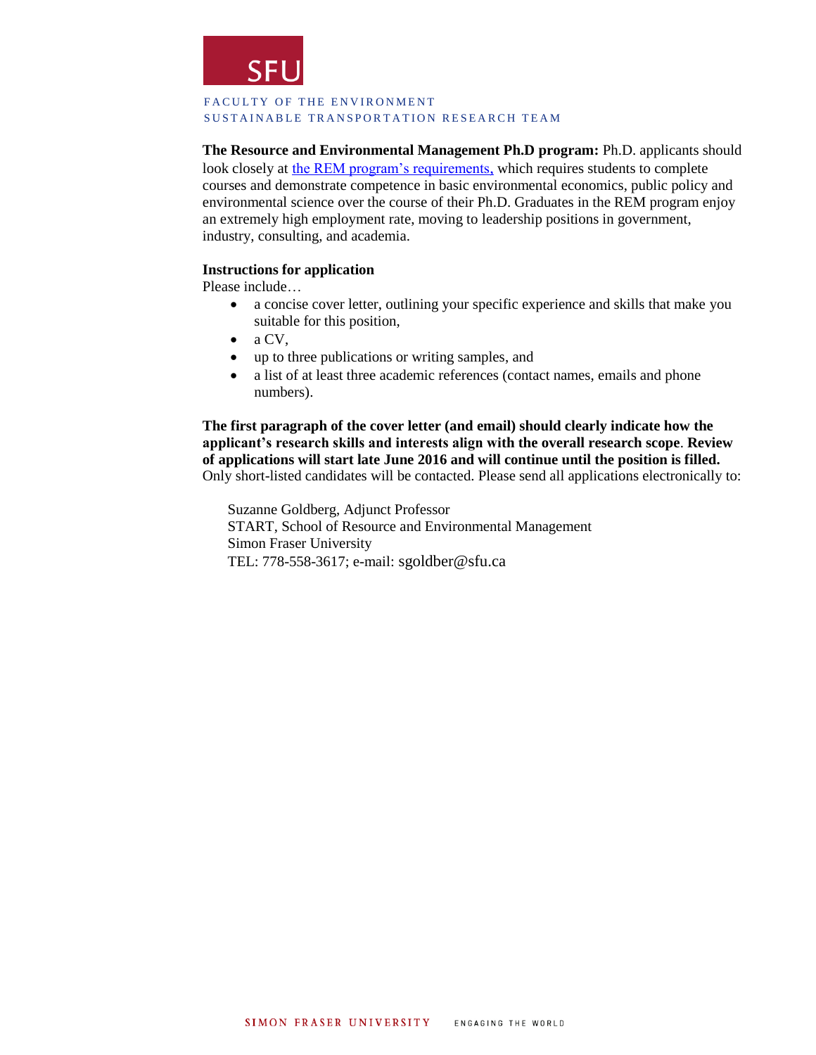**The Resource and Environmental Management Ph.D program:** Ph.D. applicants should look closely at [the REM program's requirements,](#) which requires students to complete courses and demonstrate competence in basic environmental economics, public policy and environmental science over the course of their Ph.D. Graduates in the REM program enjoy an extremely high employment rate, moving to leadership positions in government, industry, consulting, and academia.

**Instructions for application**

Please include…

- a concise cover letter, outlining your specific experience and skills that make you suitable for this position,
- a CV,
- up to three publications or writing samples, and
- a list of at least three academic references (contact names, emails and phone numbers).

**The first paragraph of the cover letter (and email) should clearly indicate how the applicant's research skills and interests align with the overall research scope**. **Review of applications will start late June 2016 and will continue until the position is filled.** Only short-listed candidates will be contacted. Please send all applications electronically to:

Suzanne Goldberg, Adjunct Professor
START, School of Resource and Environmental Management
Simon Fraser University
TEL: 778-558-3617; e-mail: sgoldber@sfu.ca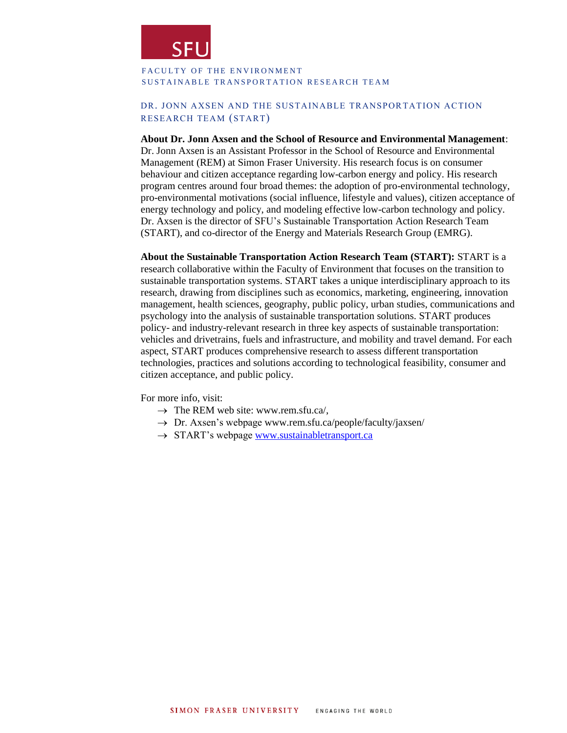FACULTY OF THE ENVIRONMENT
SUSTAINABLE TRANSPORTATION RESEARCH TEAM

## DR. JONN AXSEN AND THE SUSTAINABLE TRANSPORTATION ACTION RESEARCH TEAM (START)

**About Dr. Jonn Axsen and the School of Resource and Environmental Management**: Dr. Jonn Axsen is an Assistant Professor in the School of Resource and Environmental Management (REM) at Simon Fraser University. His research focus is on consumer behaviour and citizen acceptance regarding low-carbon energy and policy. His research program centres around four broad themes: the adoption of pro-environmental technology, pro-environmental motivations (social influence, lifestyle and values), citizen acceptance of energy technology and policy, and modeling effective low-carbon technology and policy. Dr. Axsen is the director of SFU's Sustainable Transportation Action Research Team (START), and co-director of the Energy and Materials Research Group (EMRG).

**About the Sustainable Transportation Action Research Team (START):** START is a research collaborative within the Faculty of Environment that focuses on the transition to sustainable transportation systems. START takes a unique interdisciplinary approach to its research, drawing from disciplines such as economics, marketing, engineering, innovation management, health sciences, geography, public policy, urban studies, communications and psychology into the analysis of sustainable transportation solutions. START produces policy- and industry-relevant research in three key aspects of sustainable transportation: vehicles and drivetrains, fuels and infrastructure, and mobility and travel demand. For each aspect, START produces comprehensive research to assess different transportation technologies, practices and solutions according to technological feasibility, consumer and citizen acceptance, and public policy.

For more info, visit:

- → The REM web site: www.rem.sfu.ca/,
- → Dr. Axsen's webpage www.rem.sfu.ca/people/faculty/jaxsen/
- → START's webpage www.sustainabletransport.ca